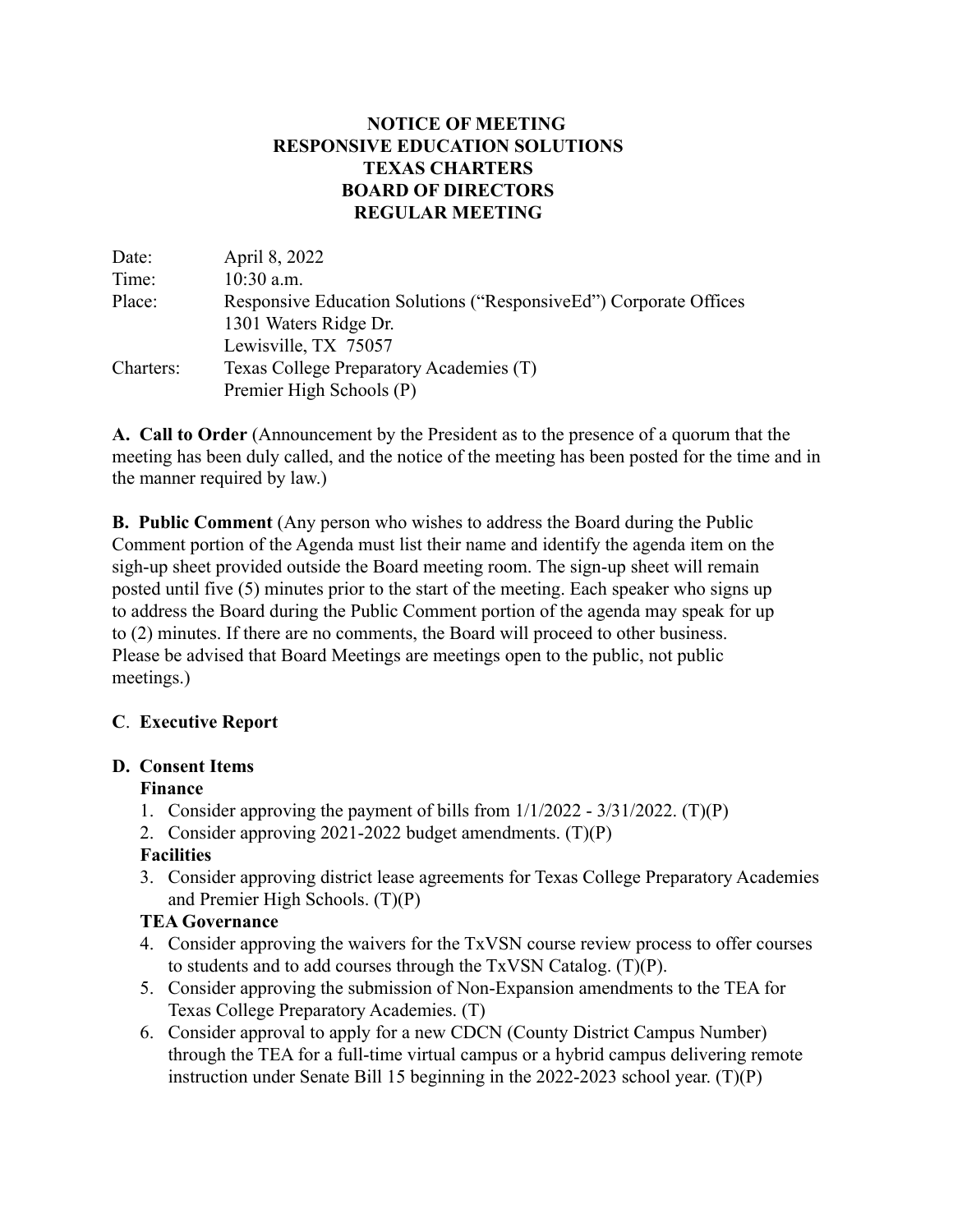# NOTICE OF MEETING
# RESPONSIVE EDUCATION SOLUTIONS
# TEXAS CHARTERS
# BOARD OF DIRECTORS
# REGULAR MEETING

| | |
|---|---|
| Date: | April 8, 2022 |
| Time: | 10:30 a.m. |
| Place: | Responsive Education Solutions ("ResponsiveEd") Corporate Offices<br>1301 Waters Ridge Dr.<br>Lewisville, TX 75057 |
| Charters: | Texas College Preparatory Academies (T)<br>Premier High Schools (P) |

**A. Call to Order** (Announcement by the President as to the presence of a quorum that the meeting has been duly called, and the notice of the meeting has been posted for the time and in the manner required by law.)

**B. Public Comment** (Any person who wishes to address the Board during the Public Comment portion of the Agenda must list their name and identify the agenda item on the sigh-up sheet provided outside the Board meeting room. The sign-up sheet will remain posted until five (5) minutes prior to the start of the meeting. Each speaker who signs up to address the Board during the Public Comment portion of the agenda may speak for up to (2) minutes. If there are no comments, the Board will proceed to other business. Please be advised that Board Meetings are meetings open to the public, not public meetings.)

**C**. **Executive Report**

**D. Consent Items**

**Finance**

1. Consider approving the payment of bills from 1/1/2022 - 3/31/2022. (T)(P)
2. Consider approving 2021-2022 budget amendments. (T)(P)

**Facilities**

3. Consider approving district lease agreements for Texas College Preparatory Academies and Premier High Schools. (T)(P)

**TEA Governance**

4. Consider approving the waivers for the TxVSN course review process to offer courses to students and to add courses through the TxVSN Catalog. (T)(P).
5. Consider approving the submission of Non-Expansion amendments to the TEA for Texas College Preparatory Academies. (T)
6. Consider approval to apply for a new CDCN (County District Campus Number) through the TEA for a full-time virtual campus or a hybrid campus delivering remote instruction under Senate Bill 15 beginning in the 2022-2023 school year. (T)(P)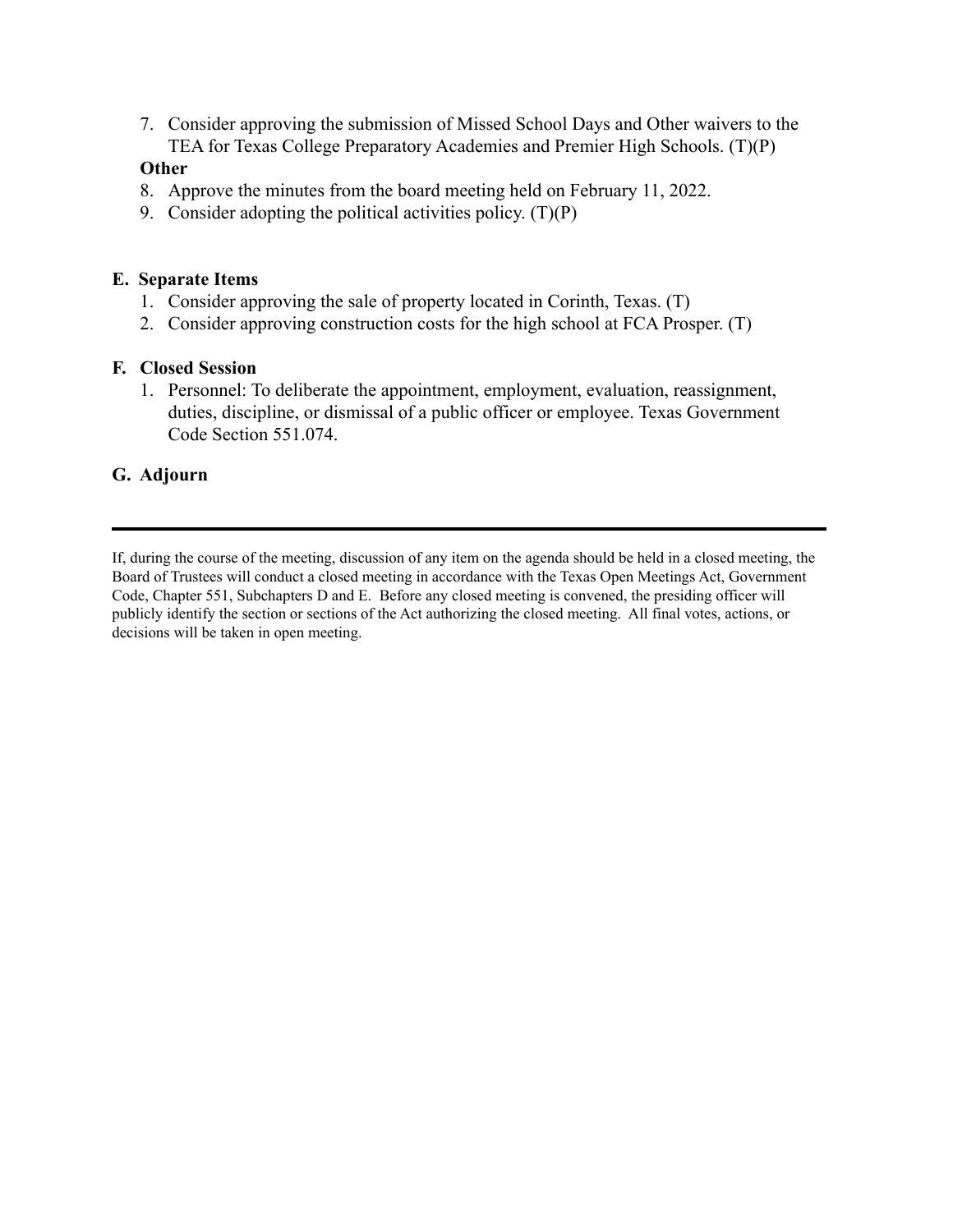7. Consider approving the submission of Missed School Days and Other waivers to the TEA for Texas College Preparatory Academies and Premier High Schools. (T)(P)

**Other**

8. Approve the minutes from the board meeting held on February 11, 2022.
9. Consider adopting the political activities policy. (T)(P)

**E. Separate Items**

1. Consider approving the sale of property located in Corinth, Texas. (T)
2. Consider approving construction costs for the high school at FCA Prosper. (T)

**F. Closed Session**

1. Personnel: To deliberate the appointment, employment, evaluation, reassignment, duties, discipline, or dismissal of a public officer or employee. Texas Government Code Section 551.074.

**G. Adjourn**

---

If, during the course of the meeting, discussion of any item on the agenda should be held in a closed meeting, the Board of Trustees will conduct a closed meeting in accordance with the Texas Open Meetings Act, Government Code, Chapter 551, Subchapters D and E. Before any closed meeting is convened, the presiding officer will publicly identify the section or sections of the Act authorizing the closed meeting. All final votes, actions, or decisions will be taken in open meeting.